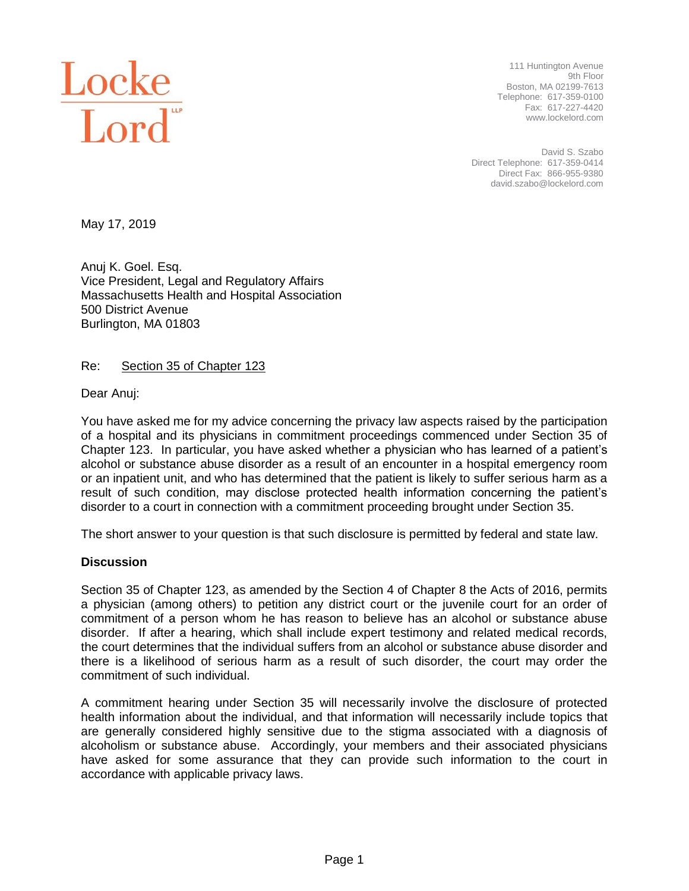Locke Lord LLP

111 Huntington Avenue
9th Floor
Boston, MA 02199-7613
Telephone: 617-359-0100
Fax: 617-227-4420
www.lockelord.com

David S. Szabo
Direct Telephone: 617-359-0414
Direct Fax: 866-955-9380
david.szabo@lockelord.com

May 17, 2019

Anuj K. Goel. Esq.
Vice President, Legal and Regulatory Affairs
Massachusetts Health and Hospital Association
500 District Avenue
Burlington, MA 01803

Re: Section 35 of Chapter 123

Dear Anuj:

You have asked me for my advice concerning the privacy law aspects raised by the participation of a hospital and its physicians in commitment proceedings commenced under Section 35 of Chapter 123. In particular, you have asked whether a physician who has learned of a patient's alcohol or substance abuse disorder as a result of an encounter in a hospital emergency room or an inpatient unit, and who has determined that the patient is likely to suffer serious harm as a result of such condition, may disclose protected health information concerning the patient's disorder to a court in connection with a commitment proceeding brought under Section 35.

The short answer to your question is that such disclosure is permitted by federal and state law.

**Discussion**

Section 35 of Chapter 123, as amended by the Section 4 of Chapter 8 the Acts of 2016, permits a physician (among others) to petition any district court or the juvenile court for an order of commitment of a person whom he has reason to believe has an alcohol or substance abuse disorder. If after a hearing, which shall include expert testimony and related medical records, the court determines that the individual suffers from an alcohol or substance abuse disorder and there is a likelihood of serious harm as a result of such disorder, the court may order the commitment of such individual.

A commitment hearing under Section 35 will necessarily involve the disclosure of protected health information about the individual, and that information will necessarily include topics that are generally considered highly sensitive due to the stigma associated with a diagnosis of alcoholism or substance abuse. Accordingly, your members and their associated physicians have asked for some assurance that they can provide such information to the court in accordance with applicable privacy laws.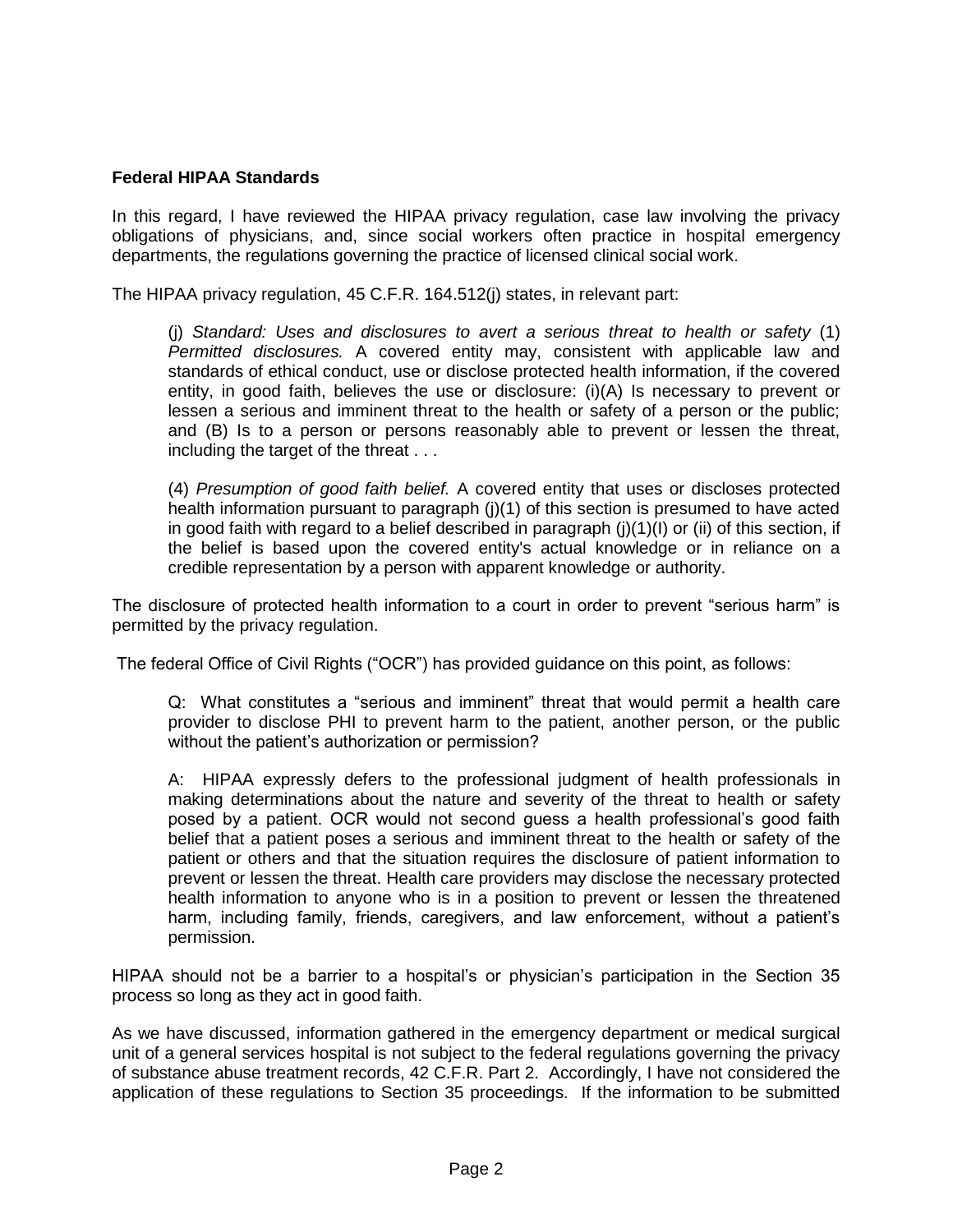**Federal HIPAA Standards**

In this regard, I have reviewed the HIPAA privacy regulation, case law involving the privacy obligations of physicians, and, since social workers often practice in hospital emergency departments, the regulations governing the practice of licensed clinical social work.

The HIPAA privacy regulation, 45 C.F.R. 164.512(j) states, in relevant part:

> (j) *Standard: Uses and disclosures to avert a serious threat to health or safety* (1) *Permitted disclosures.* A covered entity may, consistent with applicable law and standards of ethical conduct, use or disclose protected health information, if the covered entity, in good faith, believes the use or disclosure: (i)(A) Is necessary to prevent or lessen a serious and imminent threat to the health or safety of a person or the public; and (B) Is to a person or persons reasonably able to prevent or lessen the threat, including the target of the threat . . .
>
> (4) *Presumption of good faith belief.* A covered entity that uses or discloses protected health information pursuant to paragraph (j)(1) of this section is presumed to have acted in good faith with regard to a belief described in paragraph (j)(1)(I) or (ii) of this section, if the belief is based upon the covered entity's actual knowledge or in reliance on a credible representation by a person with apparent knowledge or authority.

The disclosure of protected health information to a court in order to prevent "serious harm" is permitted by the privacy regulation.

The federal Office of Civil Rights ("OCR") has provided guidance on this point, as follows:

> Q: What constitutes a "serious and imminent" threat that would permit a health care provider to disclose PHI to prevent harm to the patient, another person, or the public without the patient's authorization or permission?
>
> A: HIPAA expressly defers to the professional judgment of health professionals in making determinations about the nature and severity of the threat to health or safety posed by a patient. OCR would not second guess a health professional's good faith belief that a patient poses a serious and imminent threat to the health or safety of the patient or others and that the situation requires the disclosure of patient information to prevent or lessen the threat. Health care providers may disclose the necessary protected health information to anyone who is in a position to prevent or lessen the threatened harm, including family, friends, caregivers, and law enforcement, without a patient's permission.

HIPAA should not be a barrier to a hospital's or physician's participation in the Section 35 process so long as they act in good faith.

As we have discussed, information gathered in the emergency department or medical surgical unit of a general services hospital is not subject to the federal regulations governing the privacy of substance abuse treatment records, 42 C.F.R. Part 2. Accordingly, I have not considered the application of these regulations to Section 35 proceedings. If the information to be submitted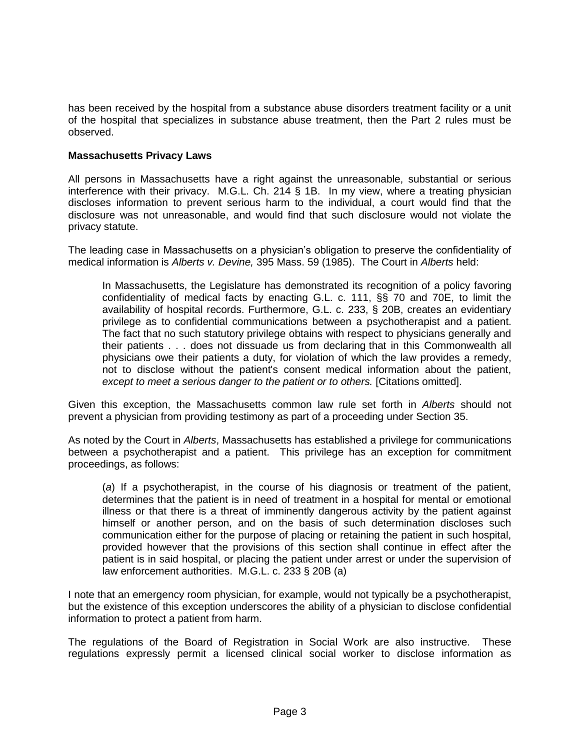has been received by the hospital from a substance abuse disorders treatment facility or a unit of the hospital that specializes in substance abuse treatment, then the Part 2 rules must be observed.

**Massachusetts Privacy Laws**

All persons in Massachusetts have a right against the unreasonable, substantial or serious interference with their privacy. M.G.L. Ch. 214 § 1B. In my view, where a treating physician discloses information to prevent serious harm to the individual, a court would find that the disclosure was not unreasonable, and would find that such disclosure would not violate the privacy statute.

The leading case in Massachusetts on a physician's obligation to preserve the confidentiality of medical information is *Alberts v. Devine,* 395 Mass. 59 (1985). The Court in *Alberts* held:

> In Massachusetts, the Legislature has demonstrated its recognition of a policy favoring confidentiality of medical facts by enacting G.L. c. 111, §§ 70 and 70E, to limit the availability of hospital records. Furthermore, G.L. c. 233, § 20B, creates an evidentiary privilege as to confidential communications between a psychotherapist and a patient. The fact that no such statutory privilege obtains with respect to physicians generally and their patients . . . does not dissuade us from declaring that in this Commonwealth all physicians owe their patients a duty, for violation of which the law provides a remedy, not to disclose without the patient's consent medical information about the patient, *except to meet a serious danger to the patient or to others.* [Citations omitted].

Given this exception, the Massachusetts common law rule set forth in *Alberts* should not prevent a physician from providing testimony as part of a proceeding under Section 35.

As noted by the Court in *Alberts*, Massachusetts has established a privilege for communications between a psychotherapist and a patient. This privilege has an exception for commitment proceedings, as follows:

> (*a*) If a psychotherapist, in the course of his diagnosis or treatment of the patient, determines that the patient is in need of treatment in a hospital for mental or emotional illness or that there is a threat of imminently dangerous activity by the patient against himself or another person, and on the basis of such determination discloses such communication either for the purpose of placing or retaining the patient in such hospital, provided however that the provisions of this section shall continue in effect after the patient is in said hospital, or placing the patient under arrest or under the supervision of law enforcement authorities. M.G.L. c. 233 § 20B (a)

I note that an emergency room physician, for example, would not typically be a psychotherapist, but the existence of this exception underscores the ability of a physician to disclose confidential information to protect a patient from harm.

The regulations of the Board of Registration in Social Work are also instructive. These regulations expressly permit a licensed clinical social worker to disclose information as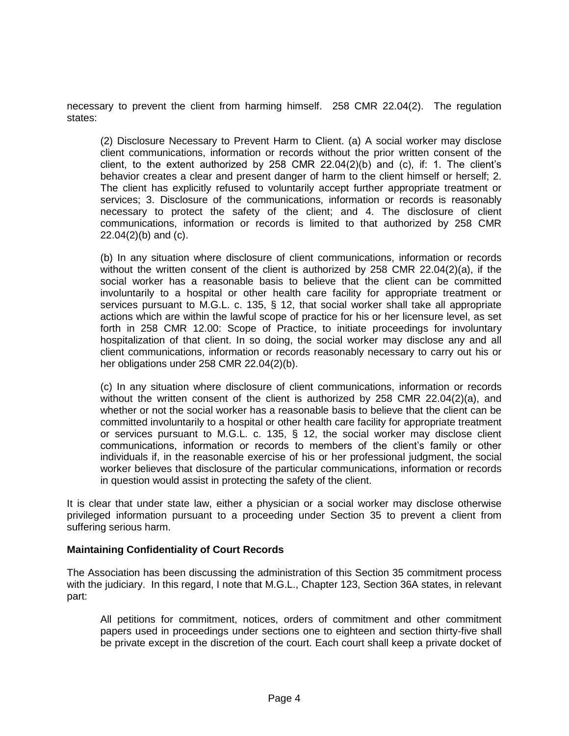necessary to prevent the client from harming himself. 258 CMR 22.04(2). The regulation states:

> (2) Disclosure Necessary to Prevent Harm to Client. (a) A social worker may disclose client communications, information or records without the prior written consent of the client, to the extent authorized by 258 CMR 22.04(2)(b) and (c), if: 1. The client's behavior creates a clear and present danger of harm to the client himself or herself; 2. The client has explicitly refused to voluntarily accept further appropriate treatment or services; 3. Disclosure of the communications, information or records is reasonably necessary to protect the safety of the client; and 4. The disclosure of client communications, information or records is limited to that authorized by 258 CMR 22.04(2)(b) and (c).
>
> (b) In any situation where disclosure of client communications, information or records without the written consent of the client is authorized by 258 CMR 22.04(2)(a), if the social worker has a reasonable basis to believe that the client can be committed involuntarily to a hospital or other health care facility for appropriate treatment or services pursuant to M.G.L. c. 135, § 12, that social worker shall take all appropriate actions which are within the lawful scope of practice for his or her licensure level, as set forth in 258 CMR 12.00: Scope of Practice, to initiate proceedings for involuntary hospitalization of that client. In so doing, the social worker may disclose any and all client communications, information or records reasonably necessary to carry out his or her obligations under 258 CMR 22.04(2)(b).
>
> (c) In any situation where disclosure of client communications, information or records without the written consent of the client is authorized by 258 CMR 22.04(2)(a), and whether or not the social worker has a reasonable basis to believe that the client can be committed involuntarily to a hospital or other health care facility for appropriate treatment or services pursuant to M.G.L. c. 135, § 12, the social worker may disclose client communications, information or records to members of the client's family or other individuals if, in the reasonable exercise of his or her professional judgment, the social worker believes that disclosure of the particular communications, information or records in question would assist in protecting the safety of the client.

It is clear that under state law, either a physician or a social worker may disclose otherwise privileged information pursuant to a proceeding under Section 35 to prevent a client from suffering serious harm.

**Maintaining Confidentiality of Court Records**

The Association has been discussing the administration of this Section 35 commitment process with the judiciary. In this regard, I note that M.G.L., Chapter 123, Section 36A states, in relevant part:

> All petitions for commitment, notices, orders of commitment and other commitment papers used in proceedings under sections one to eighteen and section thirty-five shall be private except in the discretion of the court. Each court shall keep a private docket of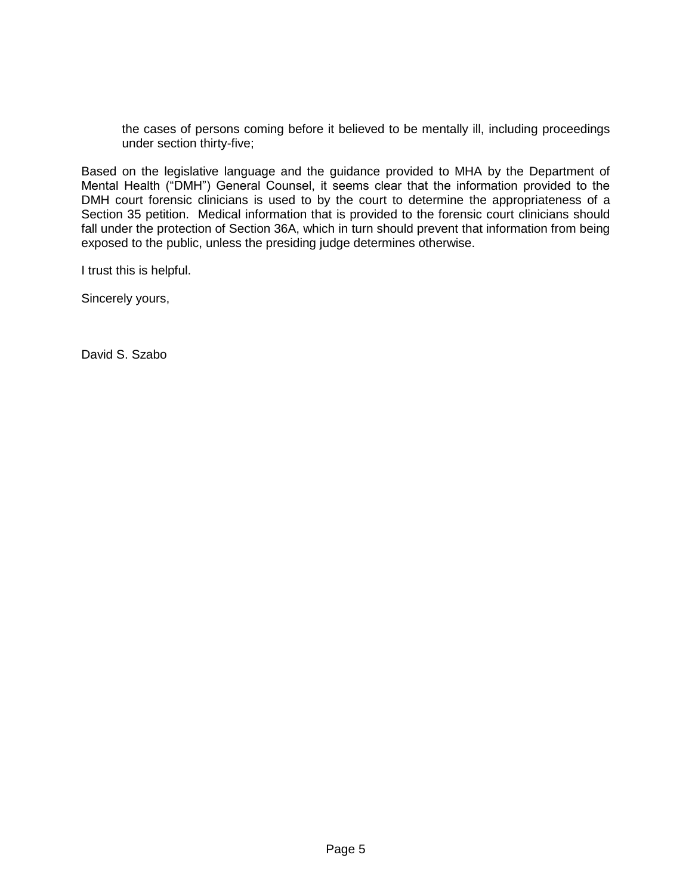> the cases of persons coming before it believed to be mentally ill, including proceedings under section thirty-five;

Based on the legislative language and the guidance provided to MHA by the Department of Mental Health ("DMH") General Counsel, it seems clear that the information provided to the DMH court forensic clinicians is used to by the court to determine the appropriateness of a Section 35 petition. Medical information that is provided to the forensic court clinicians should fall under the protection of Section 36A, which in turn should prevent that information from being exposed to the public, unless the presiding judge determines otherwise.

I trust this is helpful.

Sincerely yours,

David S. Szabo